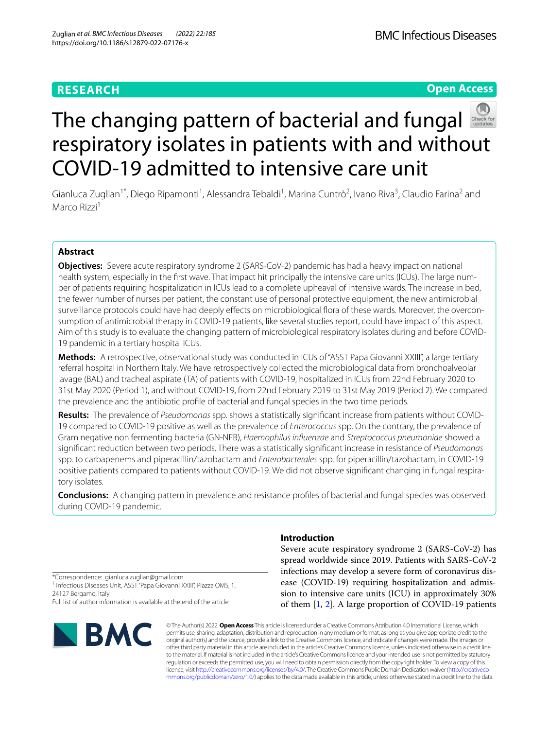RESEARCH

Open Access

# The changing pattern of bacterial and fungal respiratory isolates in patients with and without COVID-19 admitted to intensive care unit

Gianluca Zuglian[1*], Diego Ripamonti[1], Alessandra Tebaldi[1], Marina Cuntrò[2], Ivano Riva[3], Claudio Farina[2] and Marco Rizzi[1]

## Abstract

**Objectives:** Severe acute respiratory syndrome 2 (SARS-CoV-2) pandemic has had a heavy impact on national health system, especially in the first wave. That impact hit principally the intensive care units (ICUs). The large number of patients requiring hospitalization in ICUs lead to a complete upheaval of intensive wards. The increase in bed, the fewer number of nurses per patient, the constant use of personal protective equipment, the new antimicrobial surveillance protocols could have had deeply effects on microbiological flora of these wards. Moreover, the overconsumption of antimicrobial therapy in COVID-19 patients, like several studies report, could have impact of this aspect. Aim of this study is to evaluate the changing pattern of microbiological respiratory isolates during and before COVID-19 pandemic in a tertiary hospital ICUs.

**Methods:** A retrospective, observational study was conducted in ICUs of "ASST Papa Giovanni XXIII", a large tertiary referral hospital in Northern Italy. We have retrospectively collected the microbiological data from bronchoalveolar lavage (BAL) and tracheal aspirate (TA) of patients with COVID-19, hospitalized in ICUs from 22nd February 2020 to 31st May 2020 (Period 1), and without COVID-19, from 22nd February 2019 to 31st May 2019 (Period 2). We compared the prevalence and the antibiotic profile of bacterial and fungal species in the two time periods.

**Results:** The prevalence of *Pseudomonas* spp. shows a statistically significant increase from patients without COVID-19 compared to COVID-19 positive as well as the prevalence of *Enterococcus* spp. On the contrary, the prevalence of Gram negative non fermenting bacteria (GN-NFB), *Haemophilus influenzae* and *Streptococcus pneumoniae* showed a significant reduction between two periods. There was a statistically significant increase in resistance of *Pseudomonas* spp. to carbapenems and piperacillin/tazobactam and *Enterobacterales* spp. for piperacillin/tazobactam, in COVID-19 positive patients compared to patients without COVID-19. We did not observe significant changing in fungal respiratory isolates.

**Conclusions:** A changing pattern in prevalence and resistance profiles of bacterial and fungal species was observed during COVID-19 pandemic.

## Introduction

Severe acute respiratory syndrome 2 (SARS-CoV-2) has spread worldwide since 2019. Patients with SARS-CoV-2 infections may develop a severe form of coronavirus disease (COVID-19) requiring hospitalization and admission to intensive care units (ICU) in approximately 30% of them [1, 2]. A large proportion of COVID-19 patients

*Correspondence: gianluca.zuglian@gmail.com
[1] Infectious Diseases Unit, ASST "Papa Giovanni XXIII", Piazza OMS, 1, 24127 Bergamo, Italy
Full list of author information is available at the end of the article

© The Author(s) 2022. **Open Access** This article is licensed under a Creative Commons Attribution 4.0 International License, which permits use, sharing, adaptation, distribution and reproduction in any medium or format, as long as you give appropriate credit to the original author(s) and the source, provide a link to the Creative Commons licence, and indicate if changes were made. The images or other third party material in this article are included in the article's Creative Commons licence, unless indicated otherwise in a credit line to the material. If material is not included in the article's Creative Commons licence and your intended use is not permitted by statutory regulation or exceeds the permitted use, you will need to obtain permission directly from the copyright holder. To view a copy of this licence, visit http://creativecommons.org/licenses/by/4.0/. The Creative Commons Public Domain Dedication waiver (http://creativecommons.org/publicdomain/zero/1.0/) applies to the data made available in this article, unless otherwise stated in a credit line to the data.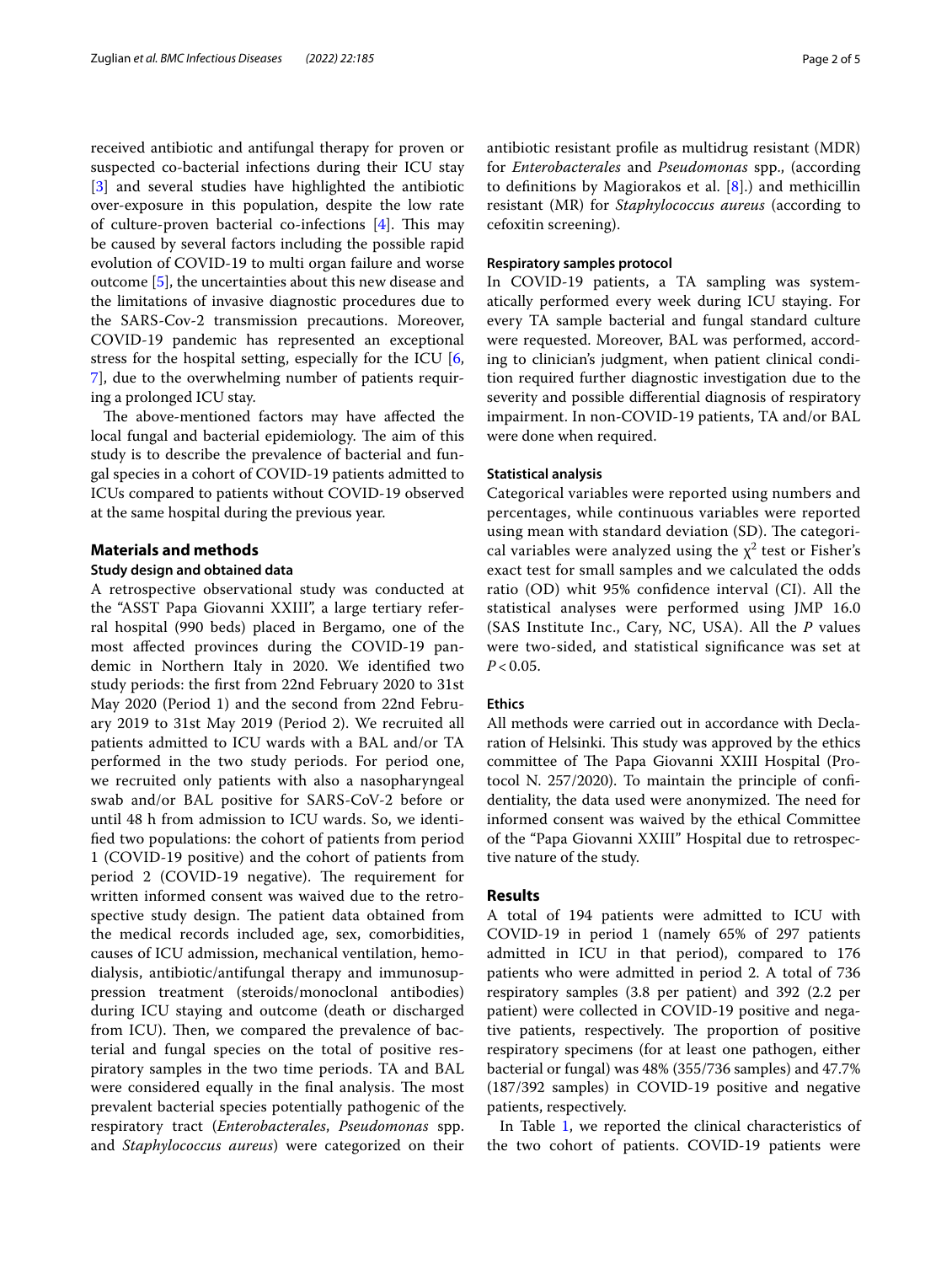received antibiotic and antifungal therapy for proven or suspected co-bacterial infections during their ICU stay [3] and several studies have highlighted the antibiotic over-exposure in this population, despite the low rate of culture-proven bacterial co-infections [4]. This may be caused by several factors including the possible rapid evolution of COVID-19 to multi organ failure and worse outcome [5], the uncertainties about this new disease and the limitations of invasive diagnostic procedures due to the SARS-Cov-2 transmission precautions. Moreover, COVID-19 pandemic has represented an exceptional stress for the hospital setting, especially for the ICU [6, 7], due to the overwhelming number of patients requiring a prolonged ICU stay.

The above-mentioned factors may have affected the local fungal and bacterial epidemiology. The aim of this study is to describe the prevalence of bacterial and fungal species in a cohort of COVID-19 patients admitted to ICUs compared to patients without COVID-19 observed at the same hospital during the previous year.

## Materials and methods

### Study design and obtained data

A retrospective observational study was conducted at the "ASST Papa Giovanni XXIII", a large tertiary referral hospital (990 beds) placed in Bergamo, one of the most affected provinces during the COVID-19 pandemic in Northern Italy in 2020. We identified two study periods: the first from 22nd February 2020 to 31st May 2020 (Period 1) and the second from 22nd February 2019 to 31st May 2019 (Period 2). We recruited all patients admitted to ICU wards with a BAL and/or TA performed in the two study periods. For period one, we recruited only patients with also a nasopharyngeal swab and/or BAL positive for SARS-CoV-2 before or until 48 h from admission to ICU wards. So, we identified two populations: the cohort of patients from period 1 (COVID-19 positive) and the cohort of patients from period 2 (COVID-19 negative). The requirement for written informed consent was waived due to the retrospective study design. The patient data obtained from the medical records included age, sex, comorbidities, causes of ICU admission, mechanical ventilation, hemodialysis, antibiotic/antifungal therapy and immunosuppression treatment (steroids/monoclonal antibodies) during ICU staying and outcome (death or discharged from ICU). Then, we compared the prevalence of bacterial and fungal species on the total of positive respiratory samples in the two time periods. TA and BAL were considered equally in the final analysis. The most prevalent bacterial species potentially pathogenic of the respiratory tract (*Enterobacterales*, *Pseudomonas* spp. and *Staphylococcus aureus*) were categorized on their antibiotic resistant profile as multidrug resistant (MDR) for *Enterobacterales* and *Pseudomonas* spp., (according to definitions by Magiorakos et al. [8].) and methicillin resistant (MR) for *Staphylococcus aureus* (according to cefoxitin screening).

### Respiratory samples protocol

In COVID-19 patients, a TA sampling was systematically performed every week during ICU staying. For every TA sample bacterial and fungal standard culture were requested. Moreover, BAL was performed, according to clinician's judgment, when patient clinical condition required further diagnostic investigation due to the severity and possible differential diagnosis of respiratory impairment. In non-COVID-19 patients, TA and/or BAL were done when required.

### Statistical analysis

Categorical variables were reported using numbers and percentages, while continuous variables were reported using mean with standard deviation (SD). The categorical variables were analyzed using the $\chi^2$ test or Fisher's exact test for small samples and we calculated the odds ratio (OD) whit 95% confidence interval (CI). All the statistical analyses were performed using JMP 16.0 (SAS Institute Inc., Cary, NC, USA). All the *P* values were two-sided, and statistical significance was set at $P < 0.05$.

### Ethics

All methods were carried out in accordance with Declaration of Helsinki. This study was approved by the ethics committee of The Papa Giovanni XXIII Hospital (Protocol N. 257/2020). To maintain the principle of confidentiality, the data used were anonymized. The need for informed consent was waived by the ethical Committee of the "Papa Giovanni XXIII" Hospital due to retrospective nature of the study.

## Results

A total of 194 patients were admitted to ICU with COVID-19 in period 1 (namely 65% of 297 patients admitted in ICU in that period), compared to 176 patients who were admitted in period 2. A total of 736 respiratory samples (3.8 per patient) and 392 (2.2 per patient) were collected in COVID-19 positive and negative patients, respectively. The proportion of positive respiratory specimens (for at least one pathogen, either bacterial or fungal) was 48% (355/736 samples) and 47.7% (187/392 samples) in COVID-19 positive and negative patients, respectively.

In Table 1, we reported the clinical characteristics of the two cohort of patients. COVID-19 patients were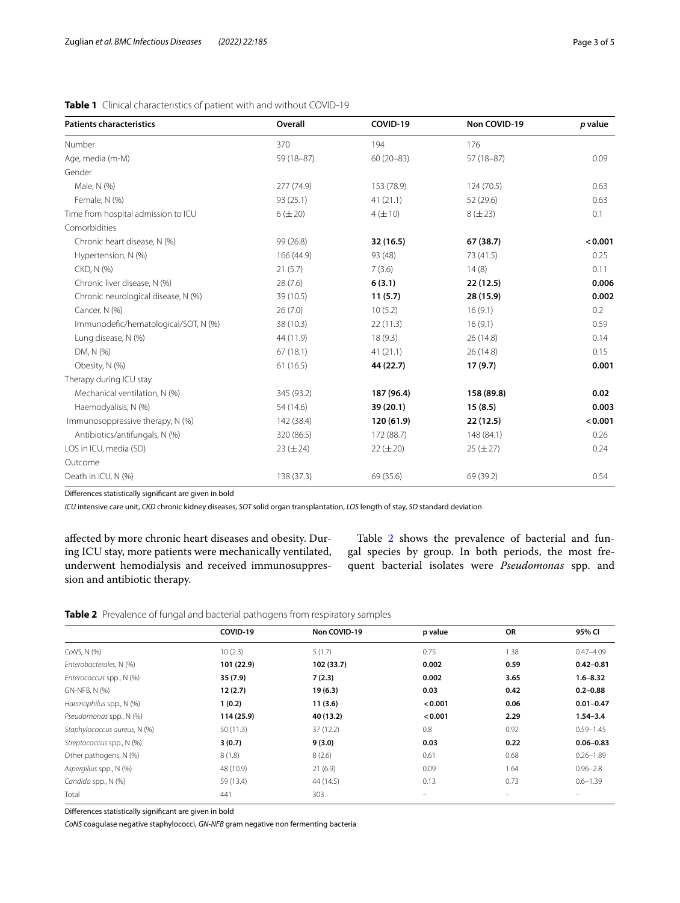**Table 1** Clinical characteristics of patient with and without COVID-19

| Patients characteristics | Overall | COVID-19 | Non COVID-19 | *p* value |
|---|---|---|---|---|
| Number | 370 | 194 | 176 | |
| Age, media (m-M) | 59 (18–87) | 60 (20–83) | 57 (18–87) | 0.09 |
| Gender | | | | |
| Male, N (%) | 277 (74.9) | 153 (78.9) | 124 (70.5) | 0.63 |
| Female, N (%) | 93 (25.1) | 41 (21.1) | 52 (29.6) | 0.63 |
| Time from hospital admission to ICU | 6 (±20) | 4 (±10) | 8 (±23) | 0.1 |
| Comorbidities | | | | |
| Chronic heart disease, N (%) | 99 (26.8) | **32 (16.5)** | **67 (38.7)** | **<0.001** |
| Hypertension, N (%) | 166 (44.9) | 93 (48) | 73 (41.5) | 0.25 |
| CKD, N (%) | 21 (5.7) | 7 (3.6) | 14 (8) | 0.11 |
| Chronic liver disease, N (%) | 28 (7.6) | **6 (3.1)** | **22 (12.5)** | **0.006** |
| Chronic neurological disease, N (%) | 39 (10.5) | **11 (5.7)** | **28 (15.9)** | **0.002** |
| Cancer, N (%) | 26 (7.0) | 10 (5.2) | 16 (9.1) | 0.2 |
| Immunodefic/hematological/SOT, N (%) | 38 (10.3) | 22 (11.3) | 16 (9.1) | 0.59 |
| Lung disease, N (%) | 44 (11.9) | 18 (9.3) | 26 (14.8) | 0.14 |
| DM, N (%) | 67 (18.1) | 41 (21.1) | 26 (14.8) | 0.15 |
| Obesity, N (%) | 61 (16.5) | **44 (22.7)** | **17 (9.7)** | **0.001** |
| Therapy during ICU stay | | | | |
| Mechanical ventilation, N (%) | 345 (93.2) | **187 (96.4)** | **158 (89.8)** | **0.02** |
| Haemodyalisis, N (%) | 54 (14.6) | **39 (20.1)** | **15 (8.5)** | **0.003** |
| Immunosoppressive therapy, N (%) | 142 (38.4) | **120 (61.9)** | **22 (12.5)** | **<0.001** |
| Antibiotics/antifungals, N (%) | 320 (86.5) | 172 (88.7) | 148 (84.1) | 0.26 |
| LOS in ICU, media (SD) | 23 (±24) | 22 (±20) | 25 (±27) | 0.24 |
| Outcome | | | | |
| Death in ICU, N (%) | 138 (37.3) | 69 (35.6) | 69 (39.2) | 0.54 |

Differences statistically significant are given in bold

*ICU* intensive care unit, *CKD* chronic kidney diseases, *SOT* solid organ transplantation, *LOS* length of stay, *SD* standard deviation

affected by more chronic heart diseases and obesity. During ICU stay, more patients were mechanically ventilated, underwent hemodialysis and received immunosuppression and antibiotic therapy.

Table 2 shows the prevalence of bacterial and fungal species by group. In both periods, the most frequent bacterial isolates were *Pseudomonas* spp. and

**Table 2** Prevalence of fungal and bacterial pathogens from respiratory samples

| | COVID-19 | Non COVID-19 | p value | OR | 95% CI |
|---|---|---|---|---|---|
| *CoNS*, N (%) | 10 (2.3) | 5 (1.7) | 0.75 | 1.38 | 0.47–4.09 |
| *Enterobacterales*, N (%) | **101 (22.9)** | **102 (33.7)** | **0.002** | **0.59** | **0.42–0.81** |
| *Enterococcus* spp., N (%) | **35 (7.9)** | **7 (2.3)** | **0.002** | **3.65** | **1.6–8.32** |
| GN-NFB, N (%) | **12 (2.7)** | **19 (6.3)** | **0.03** | **0.42** | **0.2–0.88** |
| *Haemophilus* spp., N (%) | **1 (0.2)** | **11 (3.6)** | **<0.001** | **0.06** | **0.01–0.47** |
| *Pseudomonas* spp., N (%) | **114 (25.9)** | **40 (13.2)** | **<0.001** | **2.29** | **1.54–3.4** |
| *Staphylococcus aureus*, N (%) | 50 (11.3) | 37 (12.2) | 0.8 | 0.92 | 0.59–1.45 |
| *Streptococcus* spp., N (%) | **3 (0.7)** | **9 (3.0)** | **0.03** | **0.22** | **0.06–0.83** |
| Other pathogens, N (%) | 8 (1.8) | 8 (2.6) | 0.61 | 0.68 | 0.26–1.89 |
| *Aspergillus* spp., N (%) | 48 (10.9) | 21 (6.9) | 0.09 | 1.64 | 0.96–2.8 |
| *Candida* spp., N (%) | 59 (13.4) | 44 (14.5) | 0.13 | 0.73 | 0.6–1.39 |
| Total | 441 | 303 | – | – | – |

Differences statistically significant are given in bold

*CoNS* coagulase negative staphylococci, *GN-NFB* gram negative non fermenting bacteria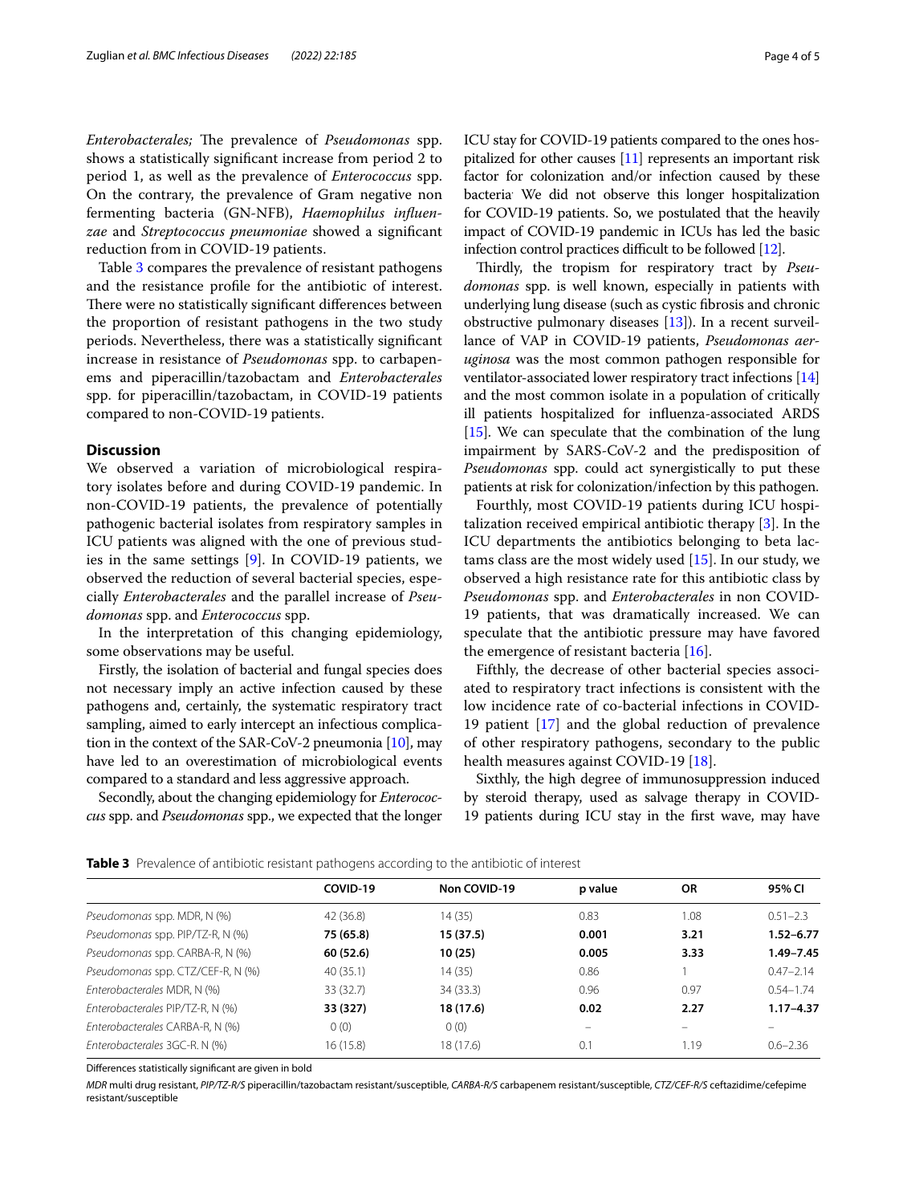*Enterobacterales;* The prevalence of *Pseudomonas* spp. shows a statistically significant increase from period 2 to period 1, as well as the prevalence of *Enterococcus* spp. On the contrary, the prevalence of Gram negative non fermenting bacteria (GN-NFB), *Haemophilus influenzae* and *Streptococcus pneumoniae* showed a significant reduction from in COVID-19 patients.

Table 3 compares the prevalence of resistant pathogens and the resistance profile for the antibiotic of interest. There were no statistically significant differences between the proportion of resistant pathogens in the two study periods. Nevertheless, there was a statistically significant increase in resistance of *Pseudomonas* spp. to carbapenems and piperacillin/tazobactam and *Enterobacterales* spp. for piperacillin/tazobactam, in COVID-19 patients compared to non-COVID-19 patients.

## Discussion

We observed a variation of microbiological respiratory isolates before and during COVID-19 pandemic. In non-COVID-19 patients, the prevalence of potentially pathogenic bacterial isolates from respiratory samples in ICU patients was aligned with the one of previous studies in the same settings [9]. In COVID-19 patients, we observed the reduction of several bacterial species, especially *Enterobacterales* and the parallel increase of *Pseudomonas* spp. and *Enterococcus* spp.

In the interpretation of this changing epidemiology, some observations may be useful.

Firstly, the isolation of bacterial and fungal species does not necessary imply an active infection caused by these pathogens and, certainly, the systematic respiratory tract sampling, aimed to early intercept an infectious complication in the context of the SAR-CoV-2 pneumonia [10], may have led to an overestimation of microbiological events compared to a standard and less aggressive approach.

Secondly, about the changing epidemiology for *Enterococcus* spp. and *Pseudomonas* spp., we expected that the longer ICU stay for COVID-19 patients compared to the ones hospitalized for other causes [11] represents an important risk factor for colonization and/or infection caused by these bacteria. We did not observe this longer hospitalization for COVID-19 patients. So, we postulated that the heavily impact of COVID-19 pandemic in ICUs has led the basic infection control practices difficult to be followed [12].

Thirdly, the tropism for respiratory tract by *Pseudomonas* spp. is well known, especially in patients with underlying lung disease (such as cystic fibrosis and chronic obstructive pulmonary diseases [13]). In a recent surveillance of VAP in COVID-19 patients, *Pseudomonas aeruginosa* was the most common pathogen responsible for ventilator-associated lower respiratory tract infections [14] and the most common isolate in a population of critically ill patients hospitalized for influenza-associated ARDS [15]. We can speculate that the combination of the lung impairment by SARS-CoV-2 and the predisposition of *Pseudomonas* spp. could act synergistically to put these patients at risk for colonization/infection by this pathogen.

Fourthly, most COVID-19 patients during ICU hospitalization received empirical antibiotic therapy [3]. In the ICU departments the antibiotics belonging to beta lactams class are the most widely used [15]. In our study, we observed a high resistance rate for this antibiotic class by *Pseudomonas* spp. and *Enterobacterales* in non COVID-19 patients, that was dramatically increased. We can speculate that the antibiotic pressure may have favored the emergence of resistant bacteria [16].

Fifthly, the decrease of other bacterial species associated to respiratory tract infections is consistent with the low incidence rate of co-bacterial infections in COVID-19 patient [17] and the global reduction of prevalence of other respiratory pathogens, secondary to the public health measures against COVID-19 [18].

Sixthly, the high degree of immunosuppression induced by steroid therapy, used as salvage therapy in COVID-19 patients during ICU stay in the first wave, may have

**Table 3** Prevalence of antibiotic resistant pathogens according to the antibiotic of interest

| | COVID-19 | Non COVID-19 | p value | OR | 95% CI |
|---|---|---|---|---|---|
| *Pseudomonas* spp. MDR, N (%) | 42 (36.8) | 14 (35) | 0.83 | 1.08 | 0.51–2.3 |
| *Pseudomonas* spp. PIP/TZ-R, N (%) | **75 (65.8)** | **15 (37.5)** | **0.001** | **3.21** | **1.52–6.77** |
| *Pseudomonas* spp. CARBA-R, N (%) | **60 (52.6)** | **10 (25)** | **0.005** | **3.33** | **1.49–7.45** |
| *Pseudomonas* spp. CTZ/CEF-R, N (%) | 40 (35.1) | 14 (35) | 0.86 | 1 | 0.47–2.14 |
| *Enterobacterales* MDR, N (%) | 33 (32.7) | 34 (33.3) | 0.96 | 0.97 | 0.54–1.74 |
| *Enterobacterales* PIP/TZ-R, N (%) | **33 (327)** | **18 (17.6)** | **0.02** | **2.27** | **1.17–4.37** |
| *Enterobacterales* CARBA-R, N (%) | 0 (0) | 0 (0) | – | – | – |
| *Enterobacterales* 3GC-R. N (%) | 16 (15.8) | 18 (17.6) | 0.1 | 1.19 | 0.6–2.36 |

Differences statistically significant are given in bold

*MDR* multi drug resistant, *PIP/TZ-R/S* piperacillin/tazobactam resistant/susceptible, *CARBA-R/S* carbapenem resistant/susceptible, *CTZ/CEF-R/S* ceftazidime/cefepime resistant/susceptible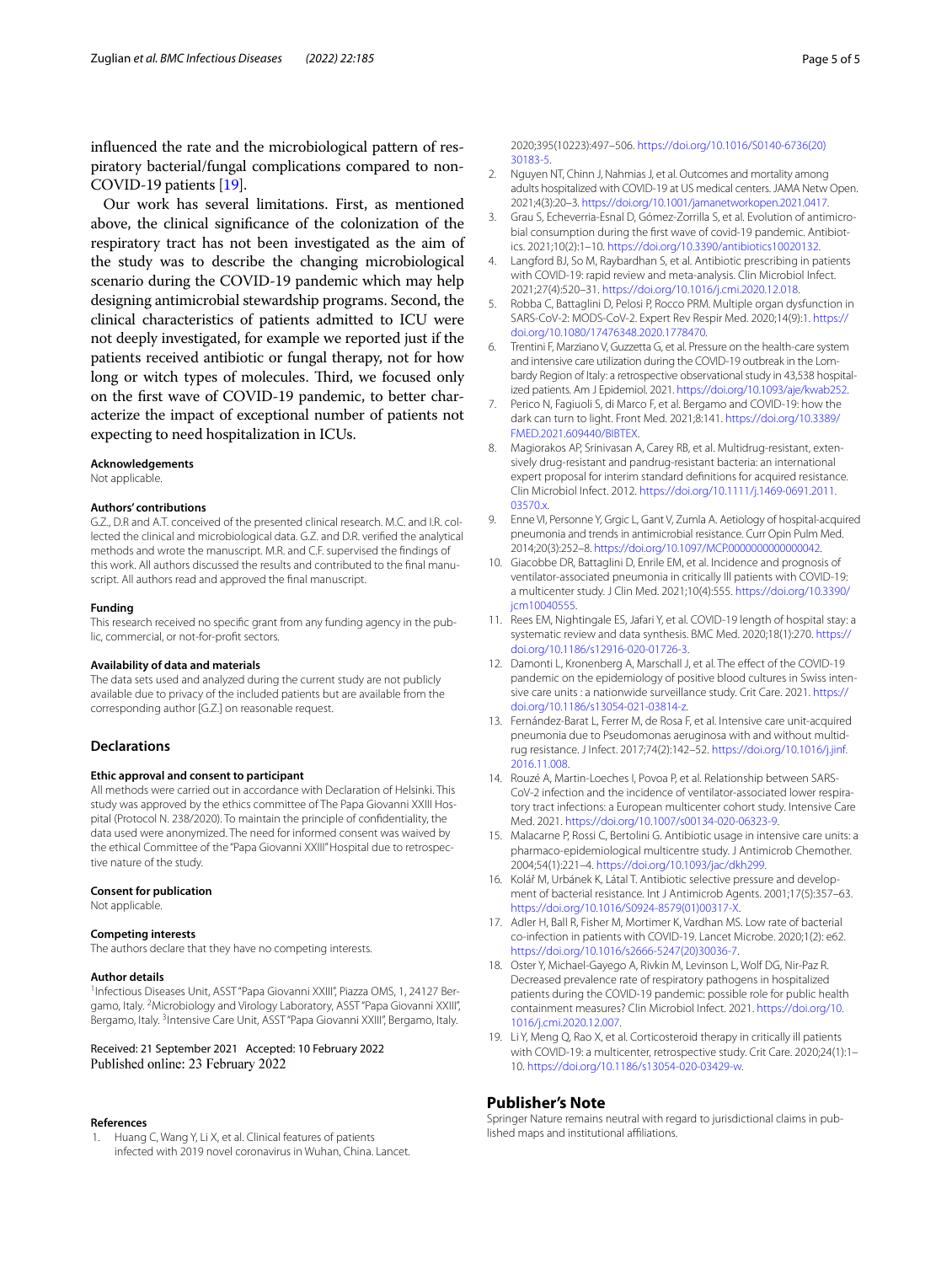influenced the rate and the microbiological pattern of respiratory bacterial/fungal complications compared to non-COVID-19 patients [19].

Our work has several limitations. First, as mentioned above, the clinical significance of the colonization of the respiratory tract has not been investigated as the aim of the study was to describe the changing microbiological scenario during the COVID-19 pandemic which may help designing antimicrobial stewardship programs. Second, the clinical characteristics of patients admitted to ICU were not deeply investigated, for example we reported just if the patients received antibiotic or fungal therapy, not for how long or witch types of molecules. Third, we focused only on the first wave of COVID-19 pandemic, to better characterize the impact of exceptional number of patients not expecting to need hospitalization in ICUs.

**Acknowledgements**

Not applicable.

**Authors' contributions**

G.Z., D.R and A.T. conceived of the presented clinical research. M.C. and I.R. collected the clinical and microbiological data. G.Z. and D.R. verified the analytical methods and wrote the manuscript. M.R. and C.F. supervised the findings of this work. All authors discussed the results and contributed to the final manuscript. All authors read and approved the final manuscript.

**Funding**

This research received no specific grant from any funding agency in the public, commercial, or not-for-profit sectors.

**Availability of data and materials**

The data sets used and analyzed during the current study are not publicly available due to privacy of the included patients but are available from the corresponding author [G.Z.] on reasonable request.

## Declarations

**Ethic approval and consent to participant**

All methods were carried out in accordance with Declaration of Helsinki. This study was approved by the ethics committee of The Papa Giovanni XXIII Hospital (Protocol N. 238/2020). To maintain the principle of confidentiality, the data used were anonymized. The need for informed consent was waived by the ethical Committee of the "Papa Giovanni XXIII" Hospital due to retrospective nature of the study.

**Consent for publication**

Not applicable.

**Competing interests**

The authors declare that they have no competing interests.

**Author details**

[1] Infectious Diseases Unit, ASST "Papa Giovanni XXIII", Piazza OMS, 1, 24127 Bergamo, Italy. [2] Microbiology and Virology Laboratory, ASST "Papa Giovanni XXIII", Bergamo, Italy. [3] Intensive Care Unit, ASST "Papa Giovanni XXIII", Bergamo, Italy.

Received: 21 September 2021 Accepted: 10 February 2022
Published online: 23 February 2022

**References**

1. Huang C, Wang Y, Li X, et al. Clinical features of patients infected with 2019 novel coronavirus in Wuhan, China. Lancet. 2020;395(10223):497–506. https://doi.org/10.1016/S0140-6736(20)30183-5.
2. Nguyen NT, Chinn J, Nahmias J, et al. Outcomes and mortality among adults hospitalized with COVID-19 at US medical centers. JAMA Netw Open. 2021;4(3):20–3. https://doi.org/10.1001/jamanetworkopen.2021.0417.
3. Grau S, Echeverria-Esnal D, Gómez-Zorrilla S, et al. Evolution of antimicrobial consumption during the first wave of covid-19 pandemic. Antibiotics. 2021;10(2):1–10. https://doi.org/10.3390/antibiotics10020132.
4. Langford BJ, So M, Raybardhan S, et al. Antibiotic prescribing in patients with COVID-19: rapid review and meta-analysis. Clin Microbiol Infect. 2021;27(4):520–31. https://doi.org/10.1016/j.cmi.2020.12.018.
5. Robba C, Battaglini D, Pelosi P, Rocco PRM. Multiple organ dysfunction in SARS-CoV-2: MODS-CoV-2. Expert Rev Respir Med. 2020;14(9):1. https://doi.org/10.1080/17476348.2020.1778470.
6. Trentini F, Marziano V, Guzzetta G, et al. Pressure on the health-care system and intensive care utilization during the COVID-19 outbreak in the Lombardy Region of Italy: a retrospective observational study in 43,538 hospitalized patients. Am J Epidemiol. 2021. https://doi.org/10.1093/aje/kwab252.
7. Perico N, Fagiuoli S, di Marco F, et al. Bergamo and COVID-19: how the dark can turn to light. Front Med. 2021;8:141. https://doi.org/10.3389/FMED.2021.609440/BIBTEX.
8. Magiorakos AP, Srinivasan A, Carey RB, et al. Multidrug-resistant, extensively drug-resistant and pandrug-resistant bacteria: an international expert proposal for interim standard definitions for acquired resistance. Clin Microbiol Infect. 2012. https://doi.org/10.1111/j.1469-0691.2011.03570.x.
9. Enne VI, Personne Y, Grgic L, Gant V, Zumla A. Aetiology of hospital-acquired pneumonia and trends in antimicrobial resistance. Curr Opin Pulm Med. 2014;20(3):252–8. https://doi.org/10.1097/MCP.0000000000000042.
10. Giacobbe DR, Battaglini D, Enrile EM, et al. Incidence and prognosis of ventilator-associated pneumonia in critically Ill patients with COVID-19: a multicenter study. J Clin Med. 2021;10(4):555. https://doi.org/10.3390/jcm10040555.
11. Rees EM, Nightingale ES, Jafari Y, et al. COVID-19 length of hospital stay: a systematic review and data synthesis. BMC Med. 2020;18(1):270. https://doi.org/10.1186/s12916-020-01726-3.
12. Damonti L, Kronenberg A, Marschall J, et al. The effect of the COVID-19 pandemic on the epidemiology of positive blood cultures in Swiss intensive care units : a nationwide surveillance study. Crit Care. 2021. https://doi.org/10.1186/s13054-021-03814-z.
13. Fernández-Barat L, Ferrer M, de Rosa F, et al. Intensive care unit-acquired pneumonia due to Pseudomonas aeruginosa with and without multidrug resistance. J Infect. 2017;74(2):142–52. https://doi.org/10.1016/j.jinf.2016.11.008.
14. Rouzé A, Martin-Loeches I, Povoa P, et al. Relationship between SARS-CoV-2 infection and the incidence of ventilator-associated lower respiratory tract infections: a European multicenter cohort study. Intensive Care Med. 2021. https://doi.org/10.1007/s00134-020-06323-9.
15. Malacarne P, Rossi C, Bertolini G. Antibiotic usage in intensive care units: a pharmaco-epidemiological multicentre study. J Antimicrob Chemother. 2004;54(1):221–4. https://doi.org/10.1093/jac/dkh299.
16. Kolář M, Urbánek K, Látal T. Antibiotic selective pressure and development of bacterial resistance. Int J Antimicrob Agents. 2001;17(5):357–63. https://doi.org/10.1016/S0924-8579(01)00317-X.
17. Adler H, Ball R, Fisher M, Mortimer K, Vardhan MS. Low rate of bacterial co-infection in patients with COVID-19. Lancet Microbe. 2020;1(2): e62. https://doi.org/10.1016/s2666-5247(20)30036-7.
18. Oster Y, Michael-Gayego A, Rivkin M, Levinson L, Wolf DG, Nir-Paz R. Decreased prevalence rate of respiratory pathogens in hospitalized patients during the COVID-19 pandemic: possible role for public health containment measures? Clin Microbiol Infect. 2021. https://doi.org/10.1016/j.cmi.2020.12.007.
19. Li Y, Meng Q, Rao X, et al. Corticosteroid therapy in critically ill patients with COVID-19: a multicenter, retrospective study. Crit Care. 2020;24(1):1–10. https://doi.org/10.1186/s13054-020-03429-w.

## Publisher's Note

Springer Nature remains neutral with regard to jurisdictional claims in published maps and institutional affiliations.